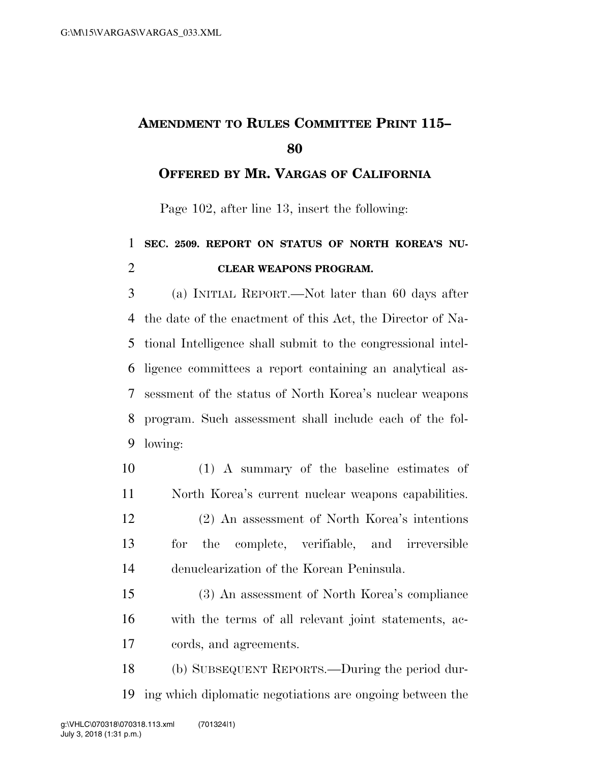# AMENDMENT TO RULES COMMITTEE PRINT 115–80

## OFFERED BY MR. VARGAS OF CALIFORNIA

Page 102, after line 13, insert the following:

**SEC. 2509. REPORT ON STATUS OF NORTH KOREA'S NUCLEAR WEAPONS PROGRAM.**

(a) INITIAL REPORT.—Not later than 60 days after the date of the enactment of this Act, the Director of National Intelligence shall submit to the congressional intelligence committees a report containing an analytical assessment of the status of North Korea's nuclear weapons program. Such assessment shall include each of the following:

(1) A summary of the baseline estimates of North Korea's current nuclear weapons capabilities.

(2) An assessment of North Korea's intentions for the complete, verifiable, and irreversible denuclearization of the Korean Peninsula.

(3) An assessment of North Korea's compliance with the terms of all relevant joint statements, accords, and agreements.

(b) SUBSEQUENT REPORTS.—During the period during which diplomatic negotiations are ongoing between the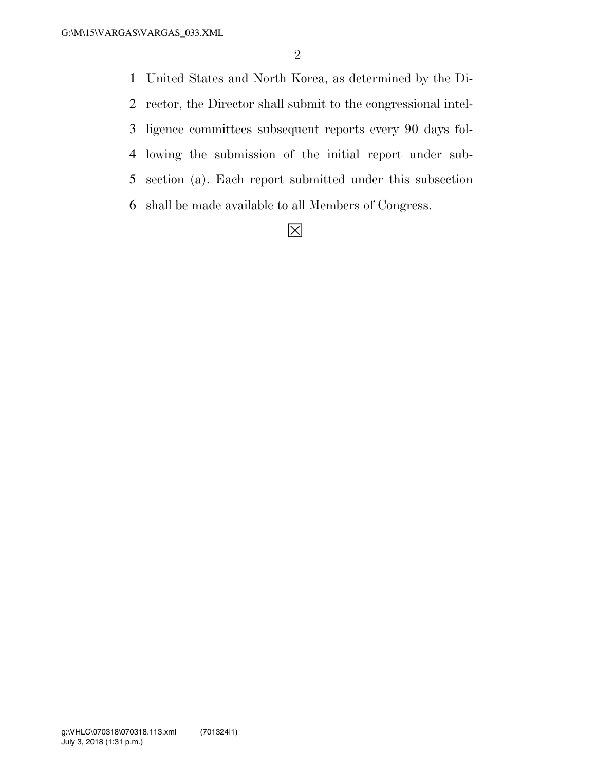United States and North Korea, as determined by the Director, the Director shall submit to the congressional intelligence committees subsequent reports every 90 days following the submission of the initial report under subsection (a). Each report submitted under this subsection shall be made available to all Members of Congress.

☒